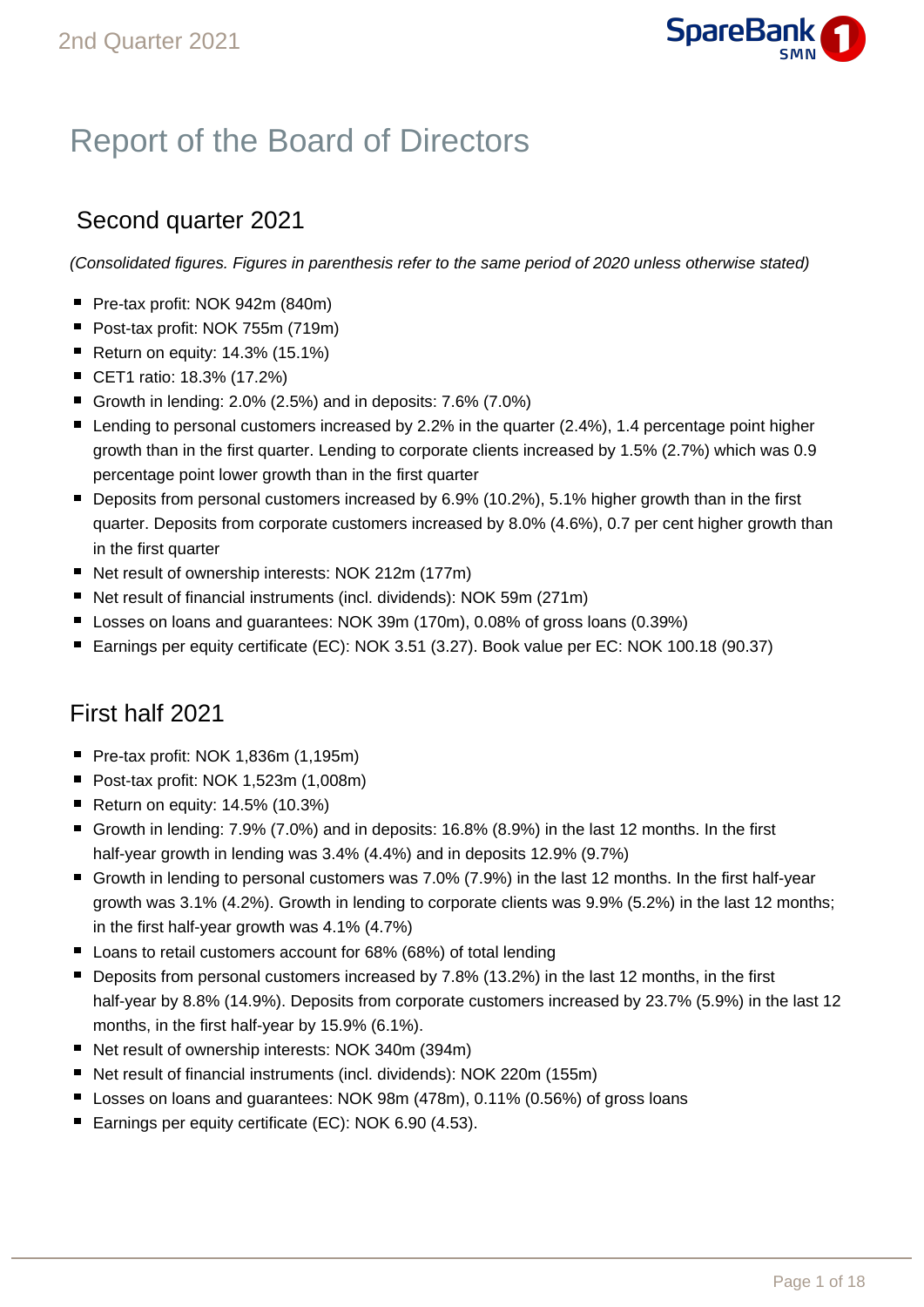# Report of the Board of Directors

## Second quarter 2021

*(Consolidated figures. Figures in parenthesis refer to the same period of 2020 unless otherwise stated)*

- Pre-tax profit: NOK 942m (840m)
- Post-tax profit: NOK 755m (719m)
- Return on equity: 14.3% (15.1%)
- CET1 ratio: 18.3% (17.2%)
- Growth in lending: 2.0% (2.5%) and in deposits: 7.6% (7.0%)
- Lending to personal customers increased by 2.2% in the quarter (2.4%), 1.4 percentage point higher growth than in the first quarter. Lending to corporate clients increased by 1.5% (2.7%) which was 0.9 percentage point lower growth than in the first quarter
- Deposits from personal customers increased by 6.9% (10.2%), 5.1% higher growth than in the first quarter. Deposits from corporate customers increased by 8.0% (4.6%), 0.7 per cent higher growth than in the first quarter
- Net result of ownership interests: NOK 212m (177m)
- Net result of financial instruments (incl. dividends): NOK 59m (271m)
- Losses on loans and guarantees: NOK 39m (170m), 0.08% of gross loans (0.39%)
- Earnings per equity certificate (EC): NOK 3.51 (3.27). Book value per EC: NOK 100.18 (90.37)

## First half 2021

- Pre-tax profit: NOK 1,836m (1,195m)
- Post-tax profit: NOK 1,523m (1,008m)
- Return on equity: 14.5% (10.3%)
- Growth in lending: 7.9% (7.0%) and in deposits: 16.8% (8.9%) in the last 12 months. In the first half-year growth in lending was 3.4% (4.4%) and in deposits 12.9% (9.7%)
- Growth in lending to personal customers was 7.0% (7.9%) in the last 12 months. In the first half-year growth was 3.1% (4.2%). Growth in lending to corporate clients was 9.9% (5.2%) in the last 12 months; in the first half-year growth was 4.1% (4.7%)
- Loans to retail customers account for 68% (68%) of total lending
- Deposits from personal customers increased by 7.8% (13.2%) in the last 12 months, in the first half-year by 8.8% (14.9%). Deposits from corporate customers increased by 23.7% (5.9%) in the last 12 months, in the first half-year by 15.9% (6.1%).
- Net result of ownership interests: NOK 340m (394m)
- Net result of financial instruments (incl. dividends): NOK 220m (155m)
- Losses on loans and guarantees: NOK 98m (478m), 0.11% (0.56%) of gross loans
- Earnings per equity certificate (EC): NOK 6.90 (4.53).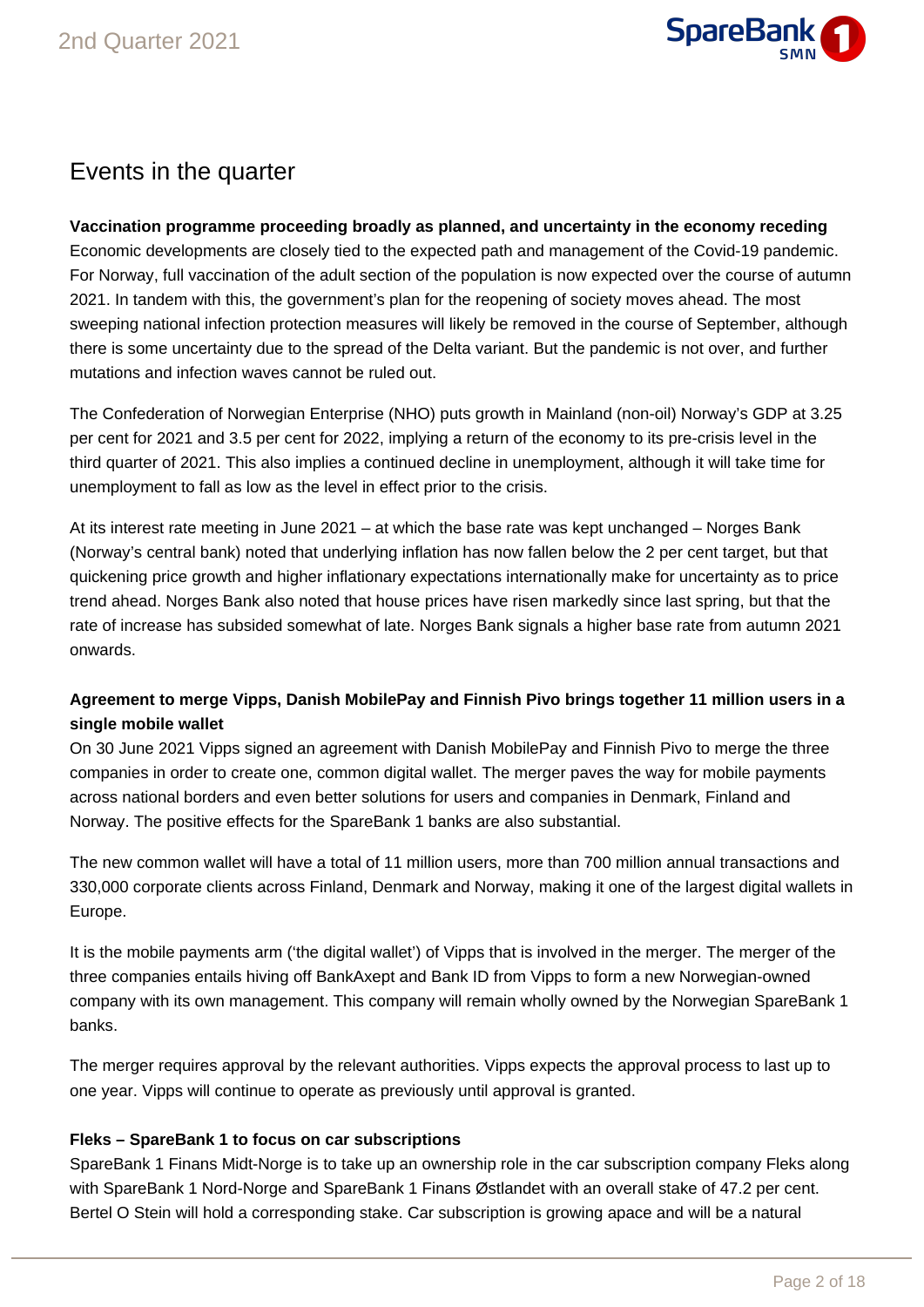# Events in the quarter

**Vaccination programme proceeding broadly as planned, and uncertainty in the economy receding**
Economic developments are closely tied to the expected path and management of the Covid-19 pandemic. For Norway, full vaccination of the adult section of the population is now expected over the course of autumn 2021. In tandem with this, the government's plan for the reopening of society moves ahead. The most sweeping national infection protection measures will likely be removed in the course of September, although there is some uncertainty due to the spread of the Delta variant. But the pandemic is not over, and further mutations and infection waves cannot be ruled out.

The Confederation of Norwegian Enterprise (NHO) puts growth in Mainland (non-oil) Norway's GDP at 3.25 per cent for 2021 and 3.5 per cent for 2022, implying a return of the economy to its pre-crisis level in the third quarter of 2021. This also implies a continued decline in unemployment, although it will take time for unemployment to fall as low as the level in effect prior to the crisis.

At its interest rate meeting in June 2021 – at which the base rate was kept unchanged – Norges Bank (Norway's central bank) noted that underlying inflation has now fallen below the 2 per cent target, but that quickening price growth and higher inflationary expectations internationally make for uncertainty as to price trend ahead. Norges Bank also noted that house prices have risen markedly since last spring, but that the rate of increase has subsided somewhat of late. Norges Bank signals a higher base rate from autumn 2021 onwards.

**Agreement to merge Vipps, Danish MobilePay and Finnish Pivo brings together 11 million users in a single mobile wallet**
On 30 June 2021 Vipps signed an agreement with Danish MobilePay and Finnish Pivo to merge the three companies in order to create one, common digital wallet. The merger paves the way for mobile payments across national borders and even better solutions for users and companies in Denmark, Finland and Norway. The positive effects for the SpareBank 1 banks are also substantial.

The new common wallet will have a total of 11 million users, more than 700 million annual transactions and 330,000 corporate clients across Finland, Denmark and Norway, making it one of the largest digital wallets in Europe.

It is the mobile payments arm ('the digital wallet') of Vipps that is involved in the merger. The merger of the three companies entails hiving off BankAxept and Bank ID from Vipps to form a new Norwegian-owned company with its own management. This company will remain wholly owned by the Norwegian SpareBank 1 banks.

The merger requires approval by the relevant authorities. Vipps expects the approval process to last up to one year. Vipps will continue to operate as previously until approval is granted.

**Fleks – SpareBank 1 to focus on car subscriptions**
SpareBank 1 Finans Midt-Norge is to take up an ownership role in the car subscription company Fleks along with SpareBank 1 Nord-Norge and SpareBank 1 Finans Østlandet with an overall stake of 47.2 per cent. Bertel O Stein will hold a corresponding stake. Car subscription is growing apace and will be a natural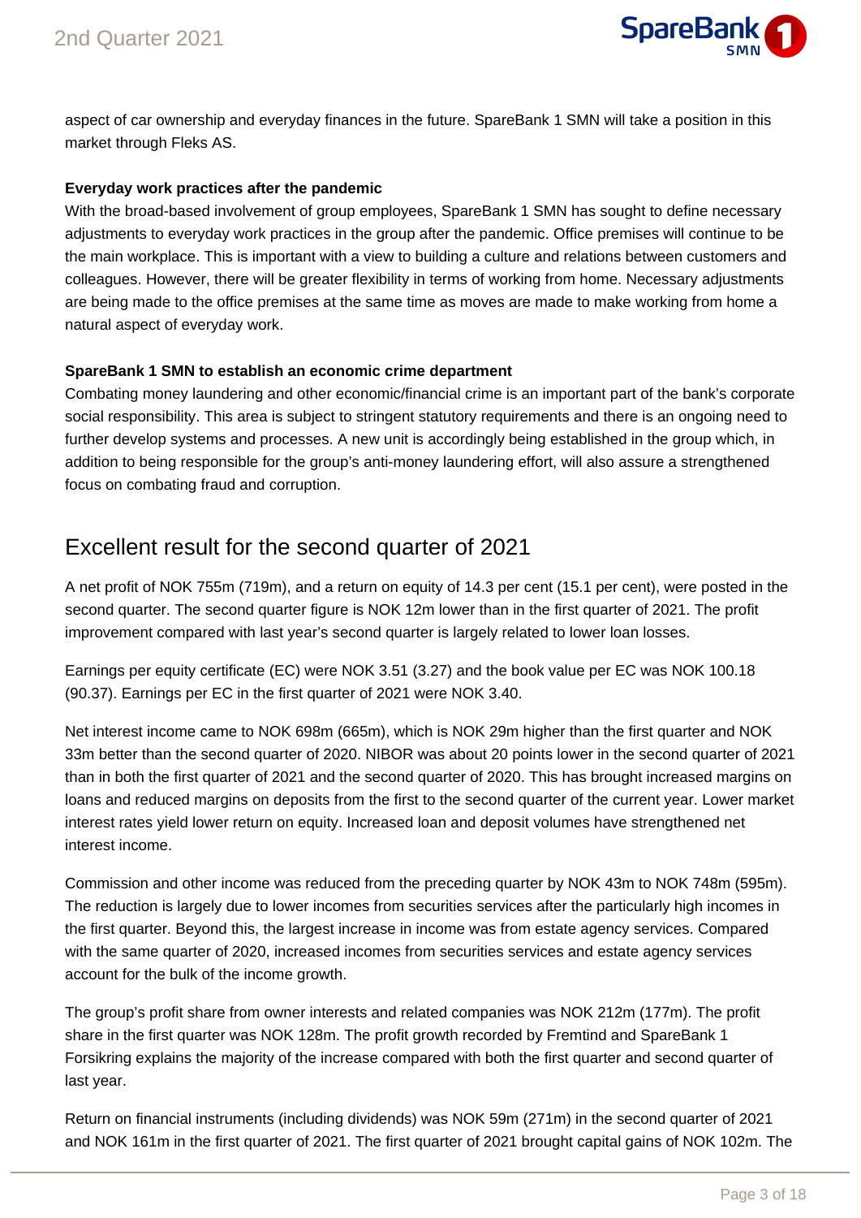aspect of car ownership and everyday finances in the future. SpareBank 1 SMN will take a position in this market through Fleks AS.

**Everyday work practices after the pandemic**

With the broad-based involvement of group employees, SpareBank 1 SMN has sought to define necessary adjustments to everyday work practices in the group after the pandemic. Office premises will continue to be the main workplace. This is important with a view to building a culture and relations between customers and colleagues. However, there will be greater flexibility in terms of working from home. Necessary adjustments are being made to the office premises at the same time as moves are made to make working from home a natural aspect of everyday work.

**SpareBank 1 SMN to establish an economic crime department**

Combating money laundering and other economic/financial crime is an important part of the bank's corporate social responsibility. This area is subject to stringent statutory requirements and there is an ongoing need to further develop systems and processes. A new unit is accordingly being established in the group which, in addition to being responsible for the group's anti-money laundering effort, will also assure a strengthened focus on combating fraud and corruption.

## Excellent result for the second quarter of 2021

A net profit of NOK 755m (719m), and a return on equity of 14.3 per cent (15.1 per cent), were posted in the second quarter. The second quarter figure is NOK 12m lower than in the first quarter of 2021. The profit improvement compared with last year's second quarter is largely related to lower loan losses.

Earnings per equity certificate (EC) were NOK 3.51 (3.27) and the book value per EC was NOK 100.18 (90.37). Earnings per EC in the first quarter of 2021 were NOK 3.40.

Net interest income came to NOK 698m (665m), which is NOK 29m higher than the first quarter and NOK 33m better than the second quarter of 2020. NIBOR was about 20 points lower in the second quarter of 2021 than in both the first quarter of 2021 and the second quarter of 2020. This has brought increased margins on loans and reduced margins on deposits from the first to the second quarter of the current year. Lower market interest rates yield lower return on equity. Increased loan and deposit volumes have strengthened net interest income.

Commission and other income was reduced from the preceding quarter by NOK 43m to NOK 748m (595m). The reduction is largely due to lower incomes from securities services after the particularly high incomes in the first quarter. Beyond this, the largest increase in income was from estate agency services. Compared with the same quarter of 2020, increased incomes from securities services and estate agency services account for the bulk of the income growth.

The group's profit share from owner interests and related companies was NOK 212m (177m). The profit share in the first quarter was NOK 128m. The profit growth recorded by Fremtind and SpareBank 1 Forsikring explains the majority of the increase compared with both the first quarter and second quarter of last year.

Return on financial instruments (including dividends) was NOK 59m (271m) in the second quarter of 2021 and NOK 161m in the first quarter of 2021. The first quarter of 2021 brought capital gains of NOK 102m. The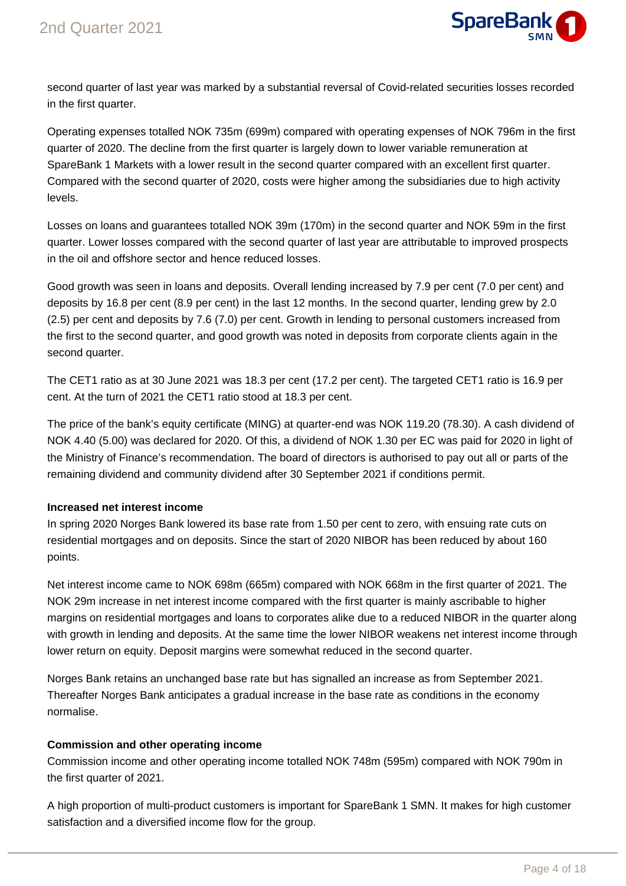second quarter of last year was marked by a substantial reversal of Covid-related securities losses recorded in the first quarter.

Operating expenses totalled NOK 735m (699m) compared with operating expenses of NOK 796m in the first quarter of 2020. The decline from the first quarter is largely down to lower variable remuneration at SpareBank 1 Markets with a lower result in the second quarter compared with an excellent first quarter. Compared with the second quarter of 2020, costs were higher among the subsidiaries due to high activity levels.

Losses on loans and guarantees totalled NOK 39m (170m) in the second quarter and NOK 59m in the first quarter. Lower losses compared with the second quarter of last year are attributable to improved prospects in the oil and offshore sector and hence reduced losses.

Good growth was seen in loans and deposits. Overall lending increased by 7.9 per cent (7.0 per cent) and deposits by 16.8 per cent (8.9 per cent) in the last 12 months. In the second quarter, lending grew by 2.0 (2.5) per cent and deposits by 7.6 (7.0) per cent. Growth in lending to personal customers increased from the first to the second quarter, and good growth was noted in deposits from corporate clients again in the second quarter.

The CET1 ratio as at 30 June 2021 was 18.3 per cent (17.2 per cent). The targeted CET1 ratio is 16.9 per cent. At the turn of 2021 the CET1 ratio stood at 18.3 per cent.

The price of the bank's equity certificate (MING) at quarter-end was NOK 119.20 (78.30). A cash dividend of NOK 4.40 (5.00) was declared for 2020. Of this, a dividend of NOK 1.30 per EC was paid for 2020 in light of the Ministry of Finance's recommendation. The board of directors is authorised to pay out all or parts of the remaining dividend and community dividend after 30 September 2021 if conditions permit.

**Increased net interest income**

In spring 2020 Norges Bank lowered its base rate from 1.50 per cent to zero, with ensuing rate cuts on residential mortgages and on deposits. Since the start of 2020 NIBOR has been reduced by about 160 points.

Net interest income came to NOK 698m (665m) compared with NOK 668m in the first quarter of 2021. The NOK 29m increase in net interest income compared with the first quarter is mainly ascribable to higher margins on residential mortgages and loans to corporates alike due to a reduced NIBOR in the quarter along with growth in lending and deposits. At the same time the lower NIBOR weakens net interest income through lower return on equity. Deposit margins were somewhat reduced in the second quarter.

Norges Bank retains an unchanged base rate but has signalled an increase as from September 2021. Thereafter Norges Bank anticipates a gradual increase in the base rate as conditions in the economy normalise.

**Commission and other operating income**

Commission income and other operating income totalled NOK 748m (595m) compared with NOK 790m in the first quarter of 2021.

A high proportion of multi-product customers is important for SpareBank 1 SMN. It makes for high customer satisfaction and a diversified income flow for the group.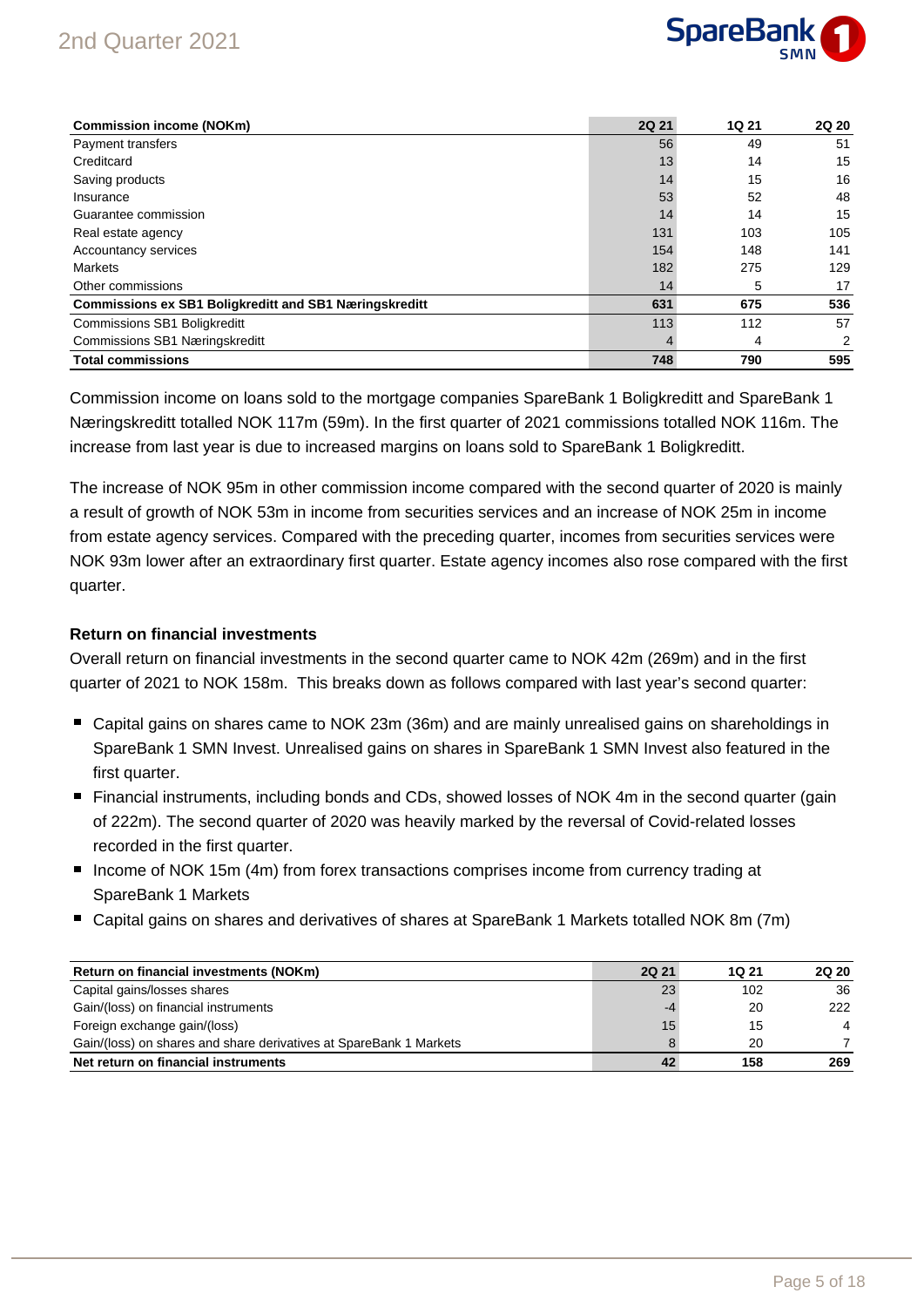| Commission income (NOKm) | 2Q 21 | 1Q 21 | 2Q 20 |
|---|---|---|---|
| Payment transfers | 56 | 49 | 51 |
| Creditcard | 13 | 14 | 15 |
| Saving products | 14 | 15 | 16 |
| Insurance | 53 | 52 | 48 |
| Guarantee commission | 14 | 14 | 15 |
| Real estate agency | 131 | 103 | 105 |
| Accountancy services | 154 | 148 | 141 |
| Markets | 182 | 275 | 129 |
| Other commissions | 14 | 5 | 17 |
| **Commissions ex SB1 Boligkreditt and SB1 Næringskreditt** | **631** | **675** | **536** |
| Commissions SB1 Boligkreditt | 113 | 112 | 57 |
| Commissions SB1 Næringskreditt | 4 | 4 | 2 |
| **Total commissions** | **748** | **790** | **595** |

Commission income on loans sold to the mortgage companies SpareBank 1 Boligkreditt and SpareBank 1 Næringskreditt totalled NOK 117m (59m). In the first quarter of 2021 commissions totalled NOK 116m. The increase from last year is due to increased margins on loans sold to SpareBank 1 Boligkreditt.

The increase of NOK 95m in other commission income compared with the second quarter of 2020 is mainly a result of growth of NOK 53m in income from securities services and an increase of NOK 25m in income from estate agency services. Compared with the preceding quarter, incomes from securities services were NOK 93m lower after an extraordinary first quarter. Estate agency incomes also rose compared with the first quarter.

### Return on financial investments

Overall return on financial investments in the second quarter came to NOK 42m (269m) and in the first quarter of 2021 to NOK 158m. This breaks down as follows compared with last year's second quarter:

- Capital gains on shares came to NOK 23m (36m) and are mainly unrealised gains on shareholdings in SpareBank 1 SMN Invest. Unrealised gains on shares in SpareBank 1 SMN Invest also featured in the first quarter.
- Financial instruments, including bonds and CDs, showed losses of NOK 4m in the second quarter (gain of 222m). The second quarter of 2020 was heavily marked by the reversal of Covid-related losses recorded in the first quarter.
- Income of NOK 15m (4m) from forex transactions comprises income from currency trading at SpareBank 1 Markets
- Capital gains on shares and derivatives of shares at SpareBank 1 Markets totalled NOK 8m (7m)

| Return on financial investments (NOKm) | 2Q 21 | 1Q 21 | 2Q 20 |
|---|---|---|---|
| Capital gains/losses shares | 23 | 102 | 36 |
| Gain/(loss) on financial instruments | -4 | 20 | 222 |
| Foreign exchange gain/(loss) | 15 | 15 | 4 |
| Gain/(loss) on shares and share derivatives at SpareBank 1 Markets | 8 | 20 | 7 |
| **Net return on financial instruments** | **42** | **158** | **269** |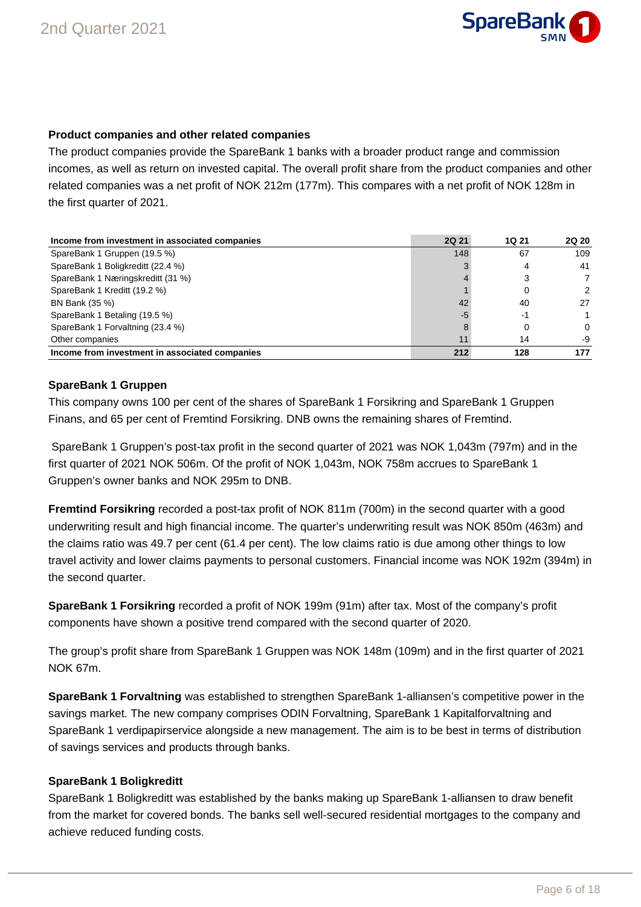### Product companies and other related companies

The product companies provide the SpareBank 1 banks with a broader product range and commission incomes, as well as return on invested capital. The overall profit share from the product companies and other related companies was a net profit of NOK 212m (177m). This compares with a net profit of NOK 128m in the first quarter of 2021.

| Income from investment in associated companies | 2Q 21 | 1Q 21 | 2Q 20 |
|---|---|---|---|
| SpareBank 1 Gruppen (19.5 %) | 148 | 67 | 109 |
| SpareBank 1 Boligkreditt (22.4 %) | 3 | 4 | 41 |
| SpareBank 1 Næringskreditt (31 %) | 4 | 3 | 7 |
| SpareBank 1 Kreditt (19.2 %) | 1 | 0 | 2 |
| BN Bank (35 %) | 42 | 40 | 27 |
| SpareBank 1 Betaling (19.5 %) | -5 | -1 | 1 |
| SpareBank 1 Forvaltning (23.4 %) | 8 | 0 | 0 |
| Other companies | 11 | 14 | -9 |
| **Income from investment in associated companies** | **212** | **128** | **177** |

### SpareBank 1 Gruppen

This company owns 100 per cent of the shares of SpareBank 1 Forsikring and SpareBank 1 Gruppen Finans, and 65 per cent of Fremtind Forsikring. DNB owns the remaining shares of Fremtind.

SpareBank 1 Gruppen's post-tax profit in the second quarter of 2021 was NOK 1,043m (797m) and in the first quarter of 2021 NOK 506m. Of the profit of NOK 1,043m, NOK 758m accrues to SpareBank 1 Gruppen's owner banks and NOK 295m to DNB.

**Fremtind Forsikring** recorded a post-tax profit of NOK 811m (700m) in the second quarter with a good underwriting result and high financial income. The quarter's underwriting result was NOK 850m (463m) and the claims ratio was 49.7 per cent (61.4 per cent). The low claims ratio is due among other things to low travel activity and lower claims payments to personal customers. Financial income was NOK 192m (394m) in the second quarter.

**SpareBank 1 Forsikring** recorded a profit of NOK 199m (91m) after tax. Most of the company's profit components have shown a positive trend compared with the second quarter of 2020.

The group's profit share from SpareBank 1 Gruppen was NOK 148m (109m) and in the first quarter of 2021 NOK 67m.

**SpareBank 1 Forvaltning** was established to strengthen SpareBank 1-alliansen's competitive power in the savings market. The new company comprises ODIN Forvaltning, SpareBank 1 Kapitalforvaltning and SpareBank 1 verdipapirservice alongside a new management. The aim is to be best in terms of distribution of savings services and products through banks.

### SpareBank 1 Boligkreditt

SpareBank 1 Boligkreditt was established by the banks making up SpareBank 1-alliansen to draw benefit from the market for covered bonds. The banks sell well-secured residential mortgages to the company and achieve reduced funding costs.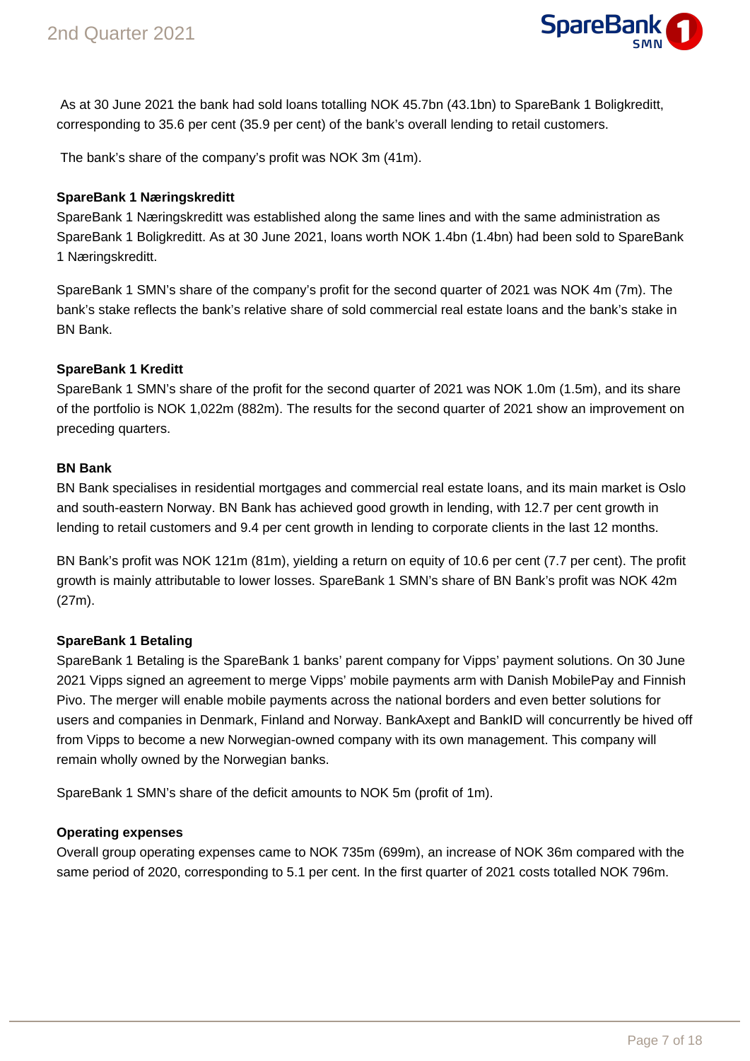As at 30 June 2021 the bank had sold loans totalling NOK 45.7bn (43.1bn) to SpareBank 1 Boligkreditt, corresponding to 35.6 per cent (35.9 per cent) of the bank's overall lending to retail customers.

The bank's share of the company's profit was NOK 3m (41m).

**SpareBank 1 Næringskreditt**

SpareBank 1 Næringskreditt was established along the same lines and with the same administration as SpareBank 1 Boligkreditt. As at 30 June 2021, loans worth NOK 1.4bn (1.4bn) had been sold to SpareBank 1 Næringskreditt.

SpareBank 1 SMN's share of the company's profit for the second quarter of 2021 was NOK 4m (7m). The bank's stake reflects the bank's relative share of sold commercial real estate loans and the bank's stake in BN Bank.

**SpareBank 1 Kreditt**

SpareBank 1 SMN's share of the profit for the second quarter of 2021 was NOK 1.0m (1.5m), and its share of the portfolio is NOK 1,022m (882m). The results for the second quarter of 2021 show an improvement on preceding quarters.

**BN Bank**

BN Bank specialises in residential mortgages and commercial real estate loans, and its main market is Oslo and south-eastern Norway. BN Bank has achieved good growth in lending, with 12.7 per cent growth in lending to retail customers and 9.4 per cent growth in lending to corporate clients in the last 12 months.

BN Bank's profit was NOK 121m (81m), yielding a return on equity of 10.6 per cent (7.7 per cent). The profit growth is mainly attributable to lower losses. SpareBank 1 SMN's share of BN Bank's profit was NOK 42m (27m).

**SpareBank 1 Betaling**

SpareBank 1 Betaling is the SpareBank 1 banks' parent company for Vipps' payment solutions. On 30 June 2021 Vipps signed an agreement to merge Vipps' mobile payments arm with Danish MobilePay and Finnish Pivo. The merger will enable mobile payments across the national borders and even better solutions for users and companies in Denmark, Finland and Norway. BankAxept and BankID will concurrently be hived off from Vipps to become a new Norwegian-owned company with its own management. This company will remain wholly owned by the Norwegian banks.

SpareBank 1 SMN's share of the deficit amounts to NOK 5m (profit of 1m).

**Operating expenses**

Overall group operating expenses came to NOK 735m (699m), an increase of NOK 36m compared with the same period of 2020, corresponding to 5.1 per cent. In the first quarter of 2021 costs totalled NOK 796m.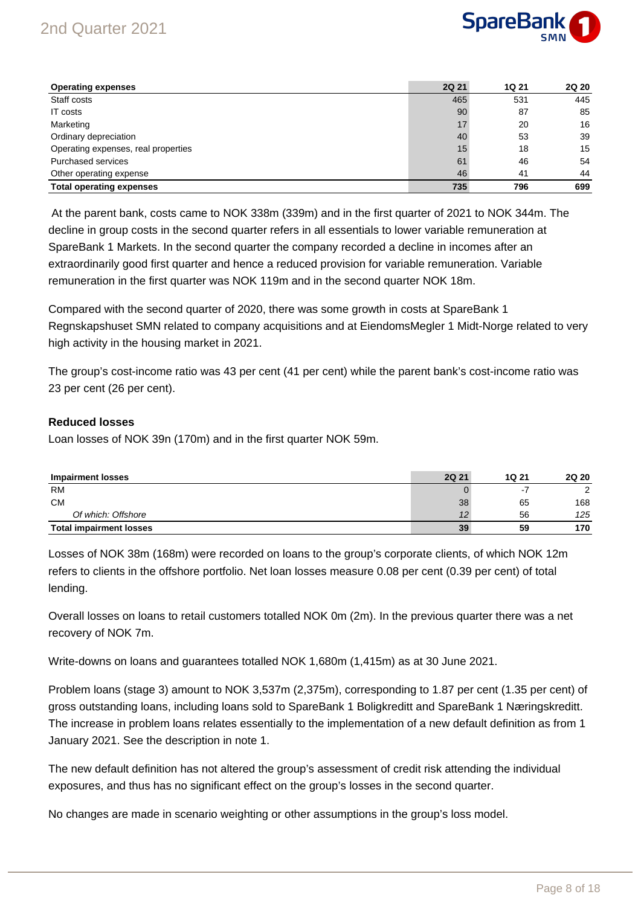| Operating expenses | 2Q 21 | 1Q 21 | 2Q 20 |
|---|---|---|---|
| Staff costs | 465 | 531 | 445 |
| IT costs | 90 | 87 | 85 |
| Marketing | 17 | 20 | 16 |
| Ordinary depreciation | 40 | 53 | 39 |
| Operating expenses, real properties | 15 | 18 | 15 |
| Purchased services | 61 | 46 | 54 |
| Other operating expense | 46 | 41 | 44 |
| **Total operating expenses** | **735** | **796** | **699** |

At the parent bank, costs came to NOK 338m (339m) and in the first quarter of 2021 to NOK 344m. The decline in group costs in the second quarter refers in all essentials to lower variable remuneration at SpareBank 1 Markets. In the second quarter the company recorded a decline in incomes after an extraordinarily good first quarter and hence a reduced provision for variable remuneration. Variable remuneration in the first quarter was NOK 119m and in the second quarter NOK 18m.

Compared with the second quarter of 2020, there was some growth in costs at SpareBank 1 Regnskapshuset SMN related to company acquisitions and at EiendomsMegler 1 Midt-Norge related to very high activity in the housing market in 2021.

The group's cost-income ratio was 43 per cent (41 per cent) while the parent bank's cost-income ratio was 23 per cent (26 per cent).

**Reduced losses**

Loan losses of NOK 39n (170m) and in the first quarter NOK 59m.

| Impairment losses | 2Q 21 | 1Q 21 | 2Q 20 |
|---|---|---|---|
| RM | 0 | -7 | 2 |
| CM | 38 | 65 | 168 |
| *Of which: Offshore* | *12* | 56 | *125* |
| **Total impairment losses** | **39** | **59** | **170** |

Losses of NOK 38m (168m) were recorded on loans to the group's corporate clients, of which NOK 12m refers to clients in the offshore portfolio. Net loan losses measure 0.08 per cent (0.39 per cent) of total lending.

Overall losses on loans to retail customers totalled NOK 0m (2m). In the previous quarter there was a net recovery of NOK 7m.

Write-downs on loans and guarantees totalled NOK 1,680m (1,415m) as at 30 June 2021.

Problem loans (stage 3) amount to NOK 3,537m (2,375m), corresponding to 1.87 per cent (1.35 per cent) of gross outstanding loans, including loans sold to SpareBank 1 Boligkreditt and SpareBank 1 Næringskreditt. The increase in problem loans relates essentially to the implementation of a new default definition as from 1 January 2021. See the description in note 1.

The new default definition has not altered the group's assessment of credit risk attending the individual exposures, and thus has no significant effect on the group's losses in the second quarter.

No changes are made in scenario weighting or other assumptions in the group's loss model.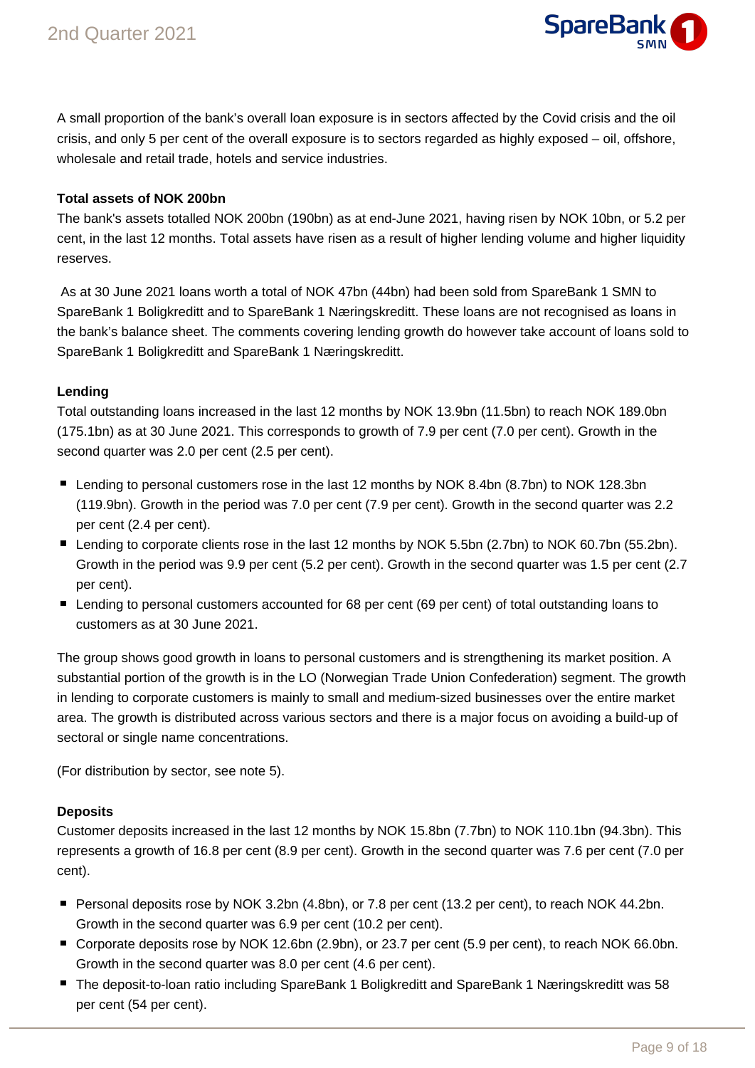A small proportion of the bank's overall loan exposure is in sectors affected by the Covid crisis and the oil crisis, and only 5 per cent of the overall exposure is to sectors regarded as highly exposed – oil, offshore, wholesale and retail trade, hotels and service industries.

**Total assets of NOK 200bn**

The bank's assets totalled NOK 200bn (190bn) as at end-June 2021, having risen by NOK 10bn, or 5.2 per cent, in the last 12 months. Total assets have risen as a result of higher lending volume and higher liquidity reserves.

As at 30 June 2021 loans worth a total of NOK 47bn (44bn) had been sold from SpareBank 1 SMN to SpareBank 1 Boligkreditt and to SpareBank 1 Næringskreditt. These loans are not recognised as loans in the bank's balance sheet. The comments covering lending growth do however take account of loans sold to SpareBank 1 Boligkreditt and SpareBank 1 Næringskreditt.

**Lending**

Total outstanding loans increased in the last 12 months by NOK 13.9bn (11.5bn) to reach NOK 189.0bn (175.1bn) as at 30 June 2021. This corresponds to growth of 7.9 per cent (7.0 per cent). Growth in the second quarter was 2.0 per cent (2.5 per cent).

- Lending to personal customers rose in the last 12 months by NOK 8.4bn (8.7bn) to NOK 128.3bn (119.9bn). Growth in the period was 7.0 per cent (7.9 per cent). Growth in the second quarter was 2.2 per cent (2.4 per cent).
- Lending to corporate clients rose in the last 12 months by NOK 5.5bn (2.7bn) to NOK 60.7bn (55.2bn). Growth in the period was 9.9 per cent (5.2 per cent). Growth in the second quarter was 1.5 per cent (2.7 per cent).
- Lending to personal customers accounted for 68 per cent (69 per cent) of total outstanding loans to customers as at 30 June 2021.

The group shows good growth in loans to personal customers and is strengthening its market position. A substantial portion of the growth is in the LO (Norwegian Trade Union Confederation) segment. The growth in lending to corporate customers is mainly to small and medium-sized businesses over the entire market area. The growth is distributed across various sectors and there is a major focus on avoiding a build-up of sectoral or single name concentrations.

(For distribution by sector, see note 5).

**Deposits**

Customer deposits increased in the last 12 months by NOK 15.8bn (7.7bn) to NOK 110.1bn (94.3bn). This represents a growth of 16.8 per cent (8.9 per cent). Growth in the second quarter was 7.6 per cent (7.0 per cent).

- Personal deposits rose by NOK 3.2bn (4.8bn), or 7.8 per cent (13.2 per cent), to reach NOK 44.2bn. Growth in the second quarter was 6.9 per cent (10.2 per cent).
- Corporate deposits rose by NOK 12.6bn (2.9bn), or 23.7 per cent (5.9 per cent), to reach NOK 66.0bn. Growth in the second quarter was 8.0 per cent (4.6 per cent).
- The deposit-to-loan ratio including SpareBank 1 Boligkreditt and SpareBank 1 Næringskreditt was 58 per cent (54 per cent).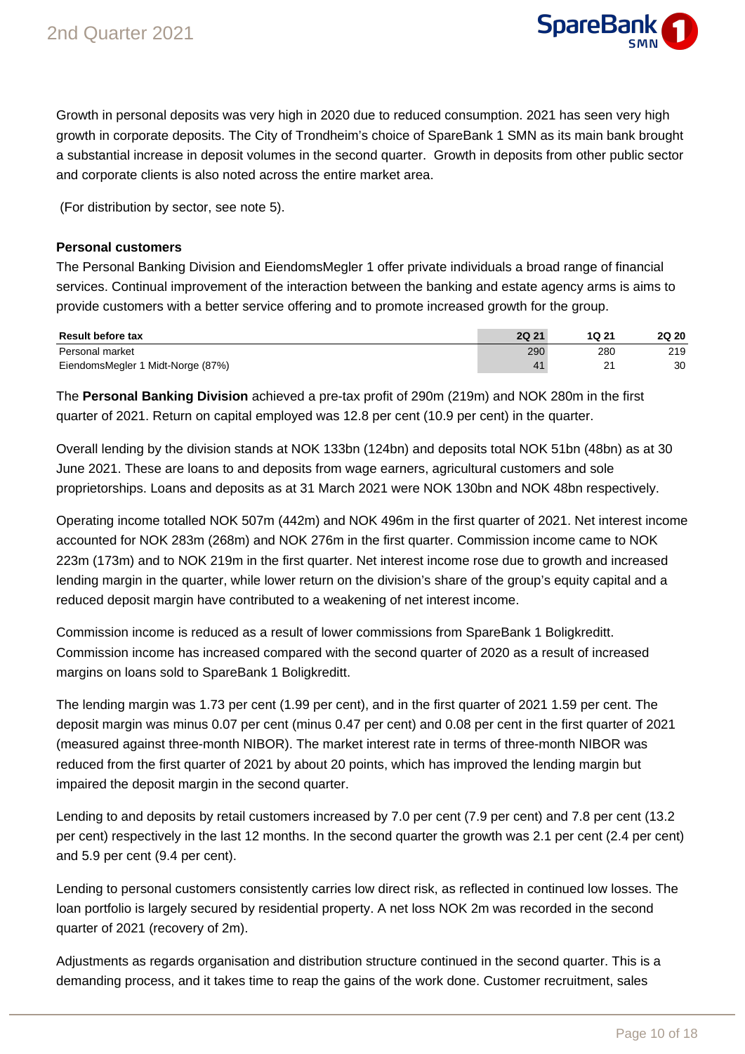Growth in personal deposits was very high in 2020 due to reduced consumption. 2021 has seen very high growth in corporate deposits. The City of Trondheim's choice of SpareBank 1 SMN as its main bank brought a substantial increase in deposit volumes in the second quarter.  Growth in deposits from other public sector and corporate clients is also noted across the entire market area.

(For distribution by sector, see note 5).

**Personal customers**

The Personal Banking Division and EiendomsMegler 1 offer private individuals a broad range of financial services. Continual improvement of the interaction between the banking and estate agency arms is aims to provide customers with a better service offering and to promote increased growth for the group.

| Result before tax | 2Q 21 | 1Q 21 | 2Q 20 |
|---|---|---|---|
| Personal market | 290 | 280 | 219 |
| EiendomsMegler 1 Midt-Norge (87%) | 41 | 21 | 30 |

The **Personal Banking Division** achieved a pre-tax profit of 290m (219m) and NOK 280m in the first quarter of 2021. Return on capital employed was 12.8 per cent (10.9 per cent) in the quarter.

Overall lending by the division stands at NOK 133bn (124bn) and deposits total NOK 51bn (48bn) as at 30 June 2021. These are loans to and deposits from wage earners, agricultural customers and sole proprietorships. Loans and deposits as at 31 March 2021 were NOK 130bn and NOK 48bn respectively.

Operating income totalled NOK 507m (442m) and NOK 496m in the first quarter of 2021. Net interest income accounted for NOK 283m (268m) and NOK 276m in the first quarter. Commission income came to NOK 223m (173m) and to NOK 219m in the first quarter. Net interest income rose due to growth and increased lending margin in the quarter, while lower return on the division's share of the group's equity capital and a reduced deposit margin have contributed to a weakening of net interest income.

Commission income is reduced as a result of lower commissions from SpareBank 1 Boligkreditt. Commission income has increased compared with the second quarter of 2020 as a result of increased margins on loans sold to SpareBank 1 Boligkreditt.

The lending margin was 1.73 per cent (1.99 per cent), and in the first quarter of 2021 1.59 per cent. The deposit margin was minus 0.07 per cent (minus 0.47 per cent) and 0.08 per cent in the first quarter of 2021 (measured against three-month NIBOR). The market interest rate in terms of three-month NIBOR was reduced from the first quarter of 2021 by about 20 points, which has improved the lending margin but impaired the deposit margin in the second quarter.

Lending to and deposits by retail customers increased by 7.0 per cent (7.9 per cent) and 7.8 per cent (13.2 per cent) respectively in the last 12 months. In the second quarter the growth was 2.1 per cent (2.4 per cent) and 5.9 per cent (9.4 per cent).

Lending to personal customers consistently carries low direct risk, as reflected in continued low losses. The loan portfolio is largely secured by residential property. A net loss NOK 2m was recorded in the second quarter of 2021 (recovery of 2m).

Adjustments as regards organisation and distribution structure continued in the second quarter. This is a demanding process, and it takes time to reap the gains of the work done. Customer recruitment, sales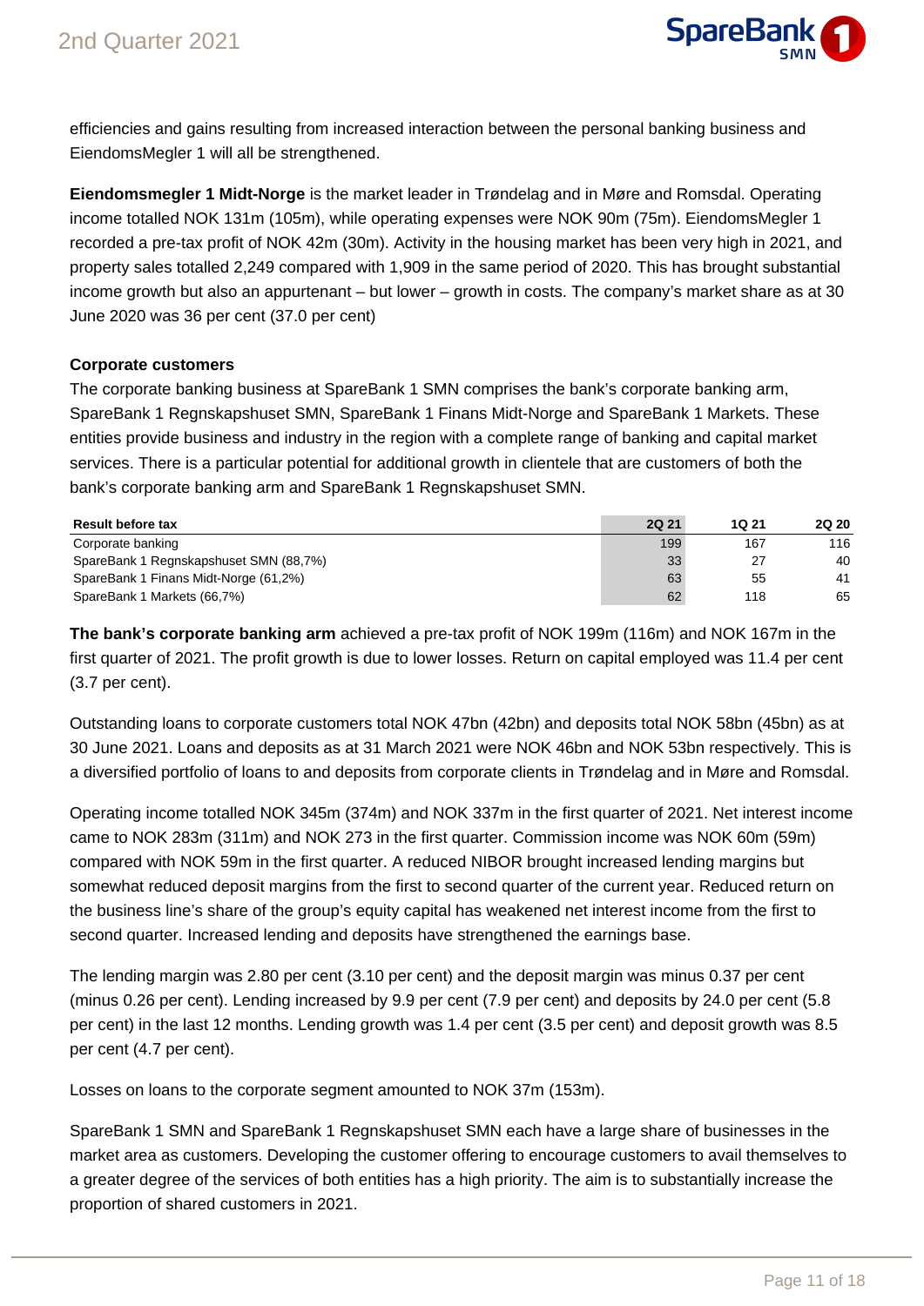efficiencies and gains resulting from increased interaction between the personal banking business and EiendomsMegler 1 will all be strengthened.

**Eiendomsmegler 1 Midt-Norge** is the market leader in Trøndelag and in Møre and Romsdal. Operating income totalled NOK 131m (105m), while operating expenses were NOK 90m (75m). EiendomsMegler 1 recorded a pre-tax profit of NOK 42m (30m). Activity in the housing market has been very high in 2021, and property sales totalled 2,249 compared with 1,909 in the same period of 2020. This has brought substantial income growth but also an appurtenant – but lower – growth in costs. The company's market share as at 30 June 2020 was 36 per cent (37.0 per cent)

### Corporate customers

The corporate banking business at SpareBank 1 SMN comprises the bank's corporate banking arm, SpareBank 1 Regnskapshuset SMN, SpareBank 1 Finans Midt-Norge and SpareBank 1 Markets. These entities provide business and industry in the region with a complete range of banking and capital market services. There is a particular potential for additional growth in clientele that are customers of both the bank's corporate banking arm and SpareBank 1 Regnskapshuset SMN.

| Result before tax | 2Q 21 | 1Q 21 | 2Q 20 |
|---|---|---|---|
| Corporate banking | 199 | 167 | 116 |
| SpareBank 1 Regnskapshuset SMN (88,7%) | 33 | 27 | 40 |
| SpareBank 1 Finans Midt-Norge (61,2%) | 63 | 55 | 41 |
| SpareBank 1 Markets (66,7%) | 62 | 118 | 65 |

**The bank's corporate banking arm** achieved a pre-tax profit of NOK 199m (116m) and NOK 167m in the first quarter of 2021. The profit growth is due to lower losses. Return on capital employed was 11.4 per cent (3.7 per cent).

Outstanding loans to corporate customers total NOK 47bn (42bn) and deposits total NOK 58bn (45bn) as at 30 June 2021. Loans and deposits as at 31 March 2021 were NOK 46bn and NOK 53bn respectively. This is a diversified portfolio of loans to and deposits from corporate clients in Trøndelag and in Møre and Romsdal.

Operating income totalled NOK 345m (374m) and NOK 337m in the first quarter of 2021. Net interest income came to NOK 283m (311m) and NOK 273 in the first quarter. Commission income was NOK 60m (59m) compared with NOK 59m in the first quarter. A reduced NIBOR brought increased lending margins but somewhat reduced deposit margins from the first to second quarter of the current year. Reduced return on the business line's share of the group's equity capital has weakened net interest income from the first to second quarter. Increased lending and deposits have strengthened the earnings base.

The lending margin was 2.80 per cent (3.10 per cent) and the deposit margin was minus 0.37 per cent (minus 0.26 per cent). Lending increased by 9.9 per cent (7.9 per cent) and deposits by 24.0 per cent (5.8 per cent) in the last 12 months. Lending growth was 1.4 per cent (3.5 per cent) and deposit growth was 8.5 per cent (4.7 per cent).

Losses on loans to the corporate segment amounted to NOK 37m (153m).

SpareBank 1 SMN and SpareBank 1 Regnskapshuset SMN each have a large share of businesses in the market area as customers. Developing the customer offering to encourage customers to avail themselves to a greater degree of the services of both entities has a high priority. The aim is to substantially increase the proportion of shared customers in 2021.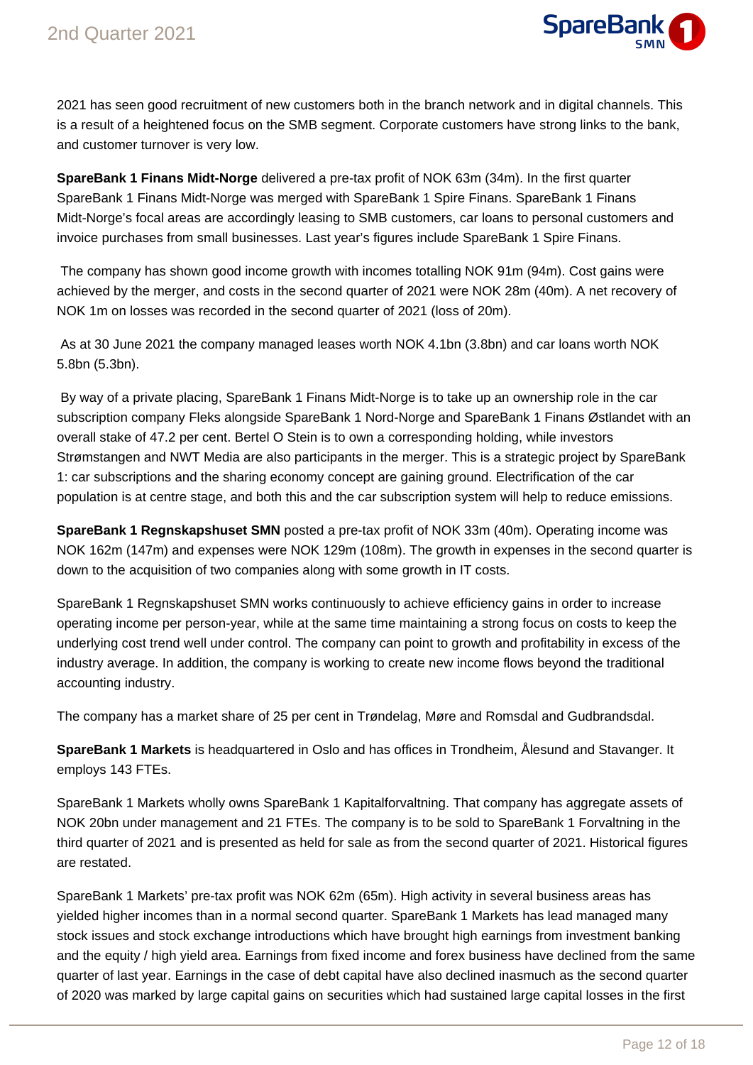2021 has seen good recruitment of new customers both in the branch network and in digital channels. This is a result of a heightened focus on the SMB segment. Corporate customers have strong links to the bank, and customer turnover is very low.

**SpareBank 1 Finans Midt-Norge** delivered a pre-tax profit of NOK 63m (34m). In the first quarter SpareBank 1 Finans Midt-Norge was merged with SpareBank 1 Spire Finans. SpareBank 1 Finans Midt-Norge's focal areas are accordingly leasing to SMB customers, car loans to personal customers and invoice purchases from small businesses. Last year's figures include SpareBank 1 Spire Finans.

The company has shown good income growth with incomes totalling NOK 91m (94m). Cost gains were achieved by the merger, and costs in the second quarter of 2021 were NOK 28m (40m). A net recovery of NOK 1m on losses was recorded in the second quarter of 2021 (loss of 20m).

As at 30 June 2021 the company managed leases worth NOK 4.1bn (3.8bn) and car loans worth NOK 5.8bn (5.3bn).

By way of a private placing, SpareBank 1 Finans Midt-Norge is to take up an ownership role in the car subscription company Fleks alongside SpareBank 1 Nord-Norge and SpareBank 1 Finans Østlandet with an overall stake of 47.2 per cent. Bertel O Stein is to own a corresponding holding, while investors Strømstangen and NWT Media are also participants in the merger. This is a strategic project by SpareBank 1: car subscriptions and the sharing economy concept are gaining ground. Electrification of the car population is at centre stage, and both this and the car subscription system will help to reduce emissions.

**SpareBank 1 Regnskapshuset SMN** posted a pre-tax profit of NOK 33m (40m). Operating income was NOK 162m (147m) and expenses were NOK 129m (108m). The growth in expenses in the second quarter is down to the acquisition of two companies along with some growth in IT costs.

SpareBank 1 Regnskapshuset SMN works continuously to achieve efficiency gains in order to increase operating income per person-year, while at the same time maintaining a strong focus on costs to keep the underlying cost trend well under control. The company can point to growth and profitability in excess of the industry average. In addition, the company is working to create new income flows beyond the traditional accounting industry.

The company has a market share of 25 per cent in Trøndelag, Møre and Romsdal and Gudbrandsdal.

**SpareBank 1 Markets** is headquartered in Oslo and has offices in Trondheim, Ålesund and Stavanger. It employs 143 FTEs.

SpareBank 1 Markets wholly owns SpareBank 1 Kapitalforvaltning. That company has aggregate assets of NOK 20bn under management and 21 FTEs. The company is to be sold to SpareBank 1 Forvaltning in the third quarter of 2021 and is presented as held for sale as from the second quarter of 2021. Historical figures are restated.

SpareBank 1 Markets' pre-tax profit was NOK 62m (65m). High activity in several business areas has yielded higher incomes than in a normal second quarter. SpareBank 1 Markets has lead managed many stock issues and stock exchange introductions which have brought high earnings from investment banking and the equity / high yield area. Earnings from fixed income and forex business have declined from the same quarter of last year. Earnings in the case of debt capital have also declined inasmuch as the second quarter of 2020 was marked by large capital gains on securities which had sustained large capital losses in the first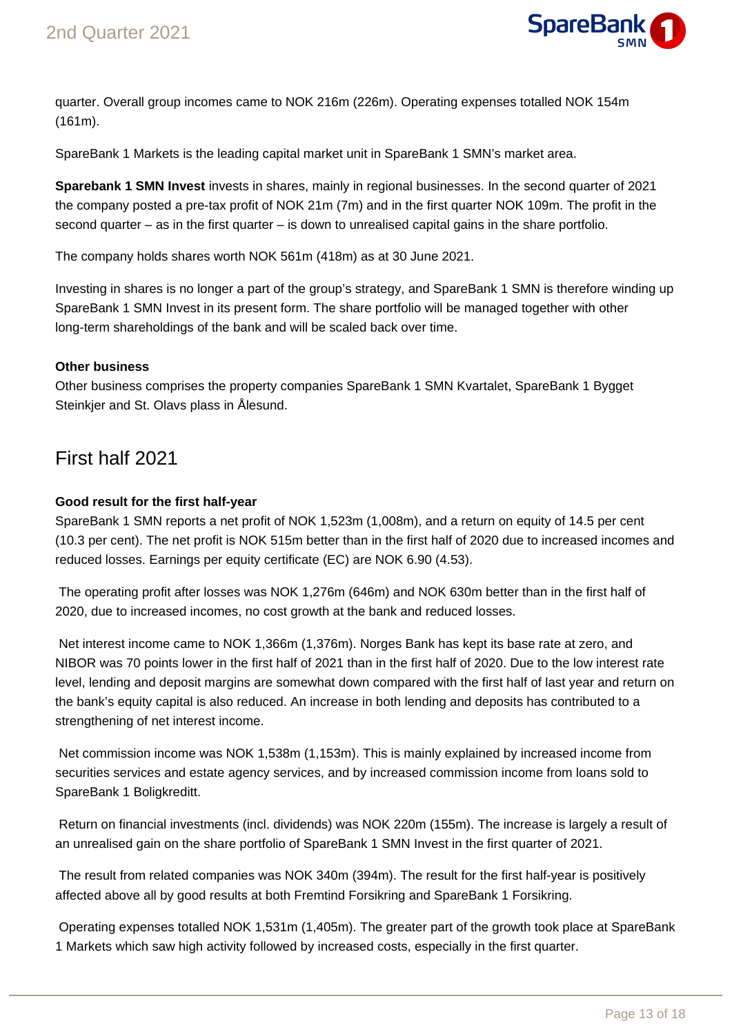quarter. Overall group incomes came to NOK 216m (226m). Operating expenses totalled NOK 154m (161m).

SpareBank 1 Markets is the leading capital market unit in SpareBank 1 SMN's market area.

**Sparebank 1 SMN Invest** invests in shares, mainly in regional businesses. In the second quarter of 2021 the company posted a pre-tax profit of NOK 21m (7m) and in the first quarter NOK 109m. The profit in the second quarter – as in the first quarter – is down to unrealised capital gains in the share portfolio.

The company holds shares worth NOK 561m (418m) as at 30 June 2021.

Investing in shares is no longer a part of the group's strategy, and SpareBank 1 SMN is therefore winding up SpareBank 1 SMN Invest in its present form. The share portfolio will be managed together with other long-term shareholdings of the bank and will be scaled back over time.

**Other business**

Other business comprises the property companies SpareBank 1 SMN Kvartalet, SpareBank 1 Bygget Steinkjer and St. Olavs plass in Ålesund.

## First half 2021

**Good result for the first half-year**

SpareBank 1 SMN reports a net profit of NOK 1,523m (1,008m), and a return on equity of 14.5 per cent (10.3 per cent). The net profit is NOK 515m better than in the first half of 2020 due to increased incomes and reduced losses. Earnings per equity certificate (EC) are NOK 6.90 (4.53).

The operating profit after losses was NOK 1,276m (646m) and NOK 630m better than in the first half of 2020, due to increased incomes, no cost growth at the bank and reduced losses.

Net interest income came to NOK 1,366m (1,376m). Norges Bank has kept its base rate at zero, and NIBOR was 70 points lower in the first half of 2021 than in the first half of 2020. Due to the low interest rate level, lending and deposit margins are somewhat down compared with the first half of last year and return on the bank's equity capital is also reduced. An increase in both lending and deposits has contributed to a strengthening of net interest income.

Net commission income was NOK 1,538m (1,153m). This is mainly explained by increased income from securities services and estate agency services, and by increased commission income from loans sold to SpareBank 1 Boligkreditt.

Return on financial investments (incl. dividends) was NOK 220m (155m). The increase is largely a result of an unrealised gain on the share portfolio of SpareBank 1 SMN Invest in the first quarter of 2021.

The result from related companies was NOK 340m (394m). The result for the first half-year is positively affected above all by good results at both Fremtind Forsikring and SpareBank 1 Forsikring.

Operating expenses totalled NOK 1,531m (1,405m). The greater part of the growth took place at SpareBank 1 Markets which saw high activity followed by increased costs, especially in the first quarter.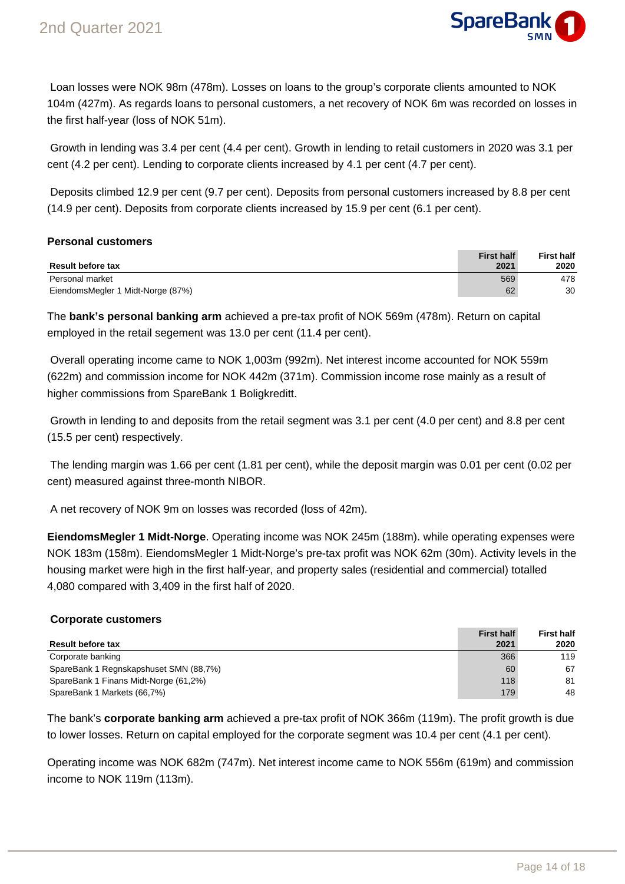Loan losses were NOK 98m (478m). Losses on loans to the group's corporate clients amounted to NOK 104m (427m). As regards loans to personal customers, a net recovery of NOK 6m was recorded on losses in the first half-year (loss of NOK 51m).

Growth in lending was 3.4 per cent (4.4 per cent). Growth in lending to retail customers in 2020 was 3.1 per cent (4.2 per cent). Lending to corporate clients increased by 4.1 per cent (4.7 per cent).

Deposits climbed 12.9 per cent (9.7 per cent). Deposits from personal customers increased by 8.8 per cent (14.9 per cent). Deposits from corporate clients increased by 15.9 per cent (6.1 per cent).

**Personal customers**

| Result before tax | First half 2021 | First half 2020 |
|---|---|---|
| Personal market | 569 | 478 |
| EiendomsMegler 1 Midt-Norge (87%) | 62 | 30 |

The **bank's personal banking arm** achieved a pre-tax profit of NOK 569m (478m). Return on capital employed in the retail segement was 13.0 per cent (11.4 per cent).

Overall operating income came to NOK 1,003m (992m). Net interest income accounted for NOK 559m (622m) and commission income for NOK 442m (371m). Commission income rose mainly as a result of higher commissions from SpareBank 1 Boligkreditt.

Growth in lending to and deposits from the retail segment was 3.1 per cent (4.0 per cent) and 8.8 per cent (15.5 per cent) respectively.

The lending margin was 1.66 per cent (1.81 per cent), while the deposit margin was 0.01 per cent (0.02 per cent) measured against three-month NIBOR.

A net recovery of NOK 9m on losses was recorded (loss of 42m).

**EiendomsMegler 1 Midt-Norge**. Operating income was NOK 245m (188m). while operating expenses were NOK 183m (158m). EiendomsMegler 1 Midt-Norge's pre-tax profit was NOK 62m (30m). Activity levels in the housing market were high in the first half-year, and property sales (residential and commercial) totalled 4,080 compared with 3,409 in the first half of 2020.

**Corporate customers**

| Result before tax | First half 2021 | First half 2020 |
|---|---|---|
| Corporate banking | 366 | 119 |
| SpareBank 1 Regnskapshuset SMN (88,7%) | 60 | 67 |
| SpareBank 1 Finans Midt-Norge (61,2%) | 118 | 81 |
| SpareBank 1 Markets (66,7%) | 179 | 48 |

The bank's **corporate banking arm** achieved a pre-tax profit of NOK 366m (119m). The profit growth is due to lower losses. Return on capital employed for the corporate segment was 10.4 per cent (4.1 per cent).

Operating income was NOK 682m (747m). Net interest income came to NOK 556m (619m) and commission income to NOK 119m (113m).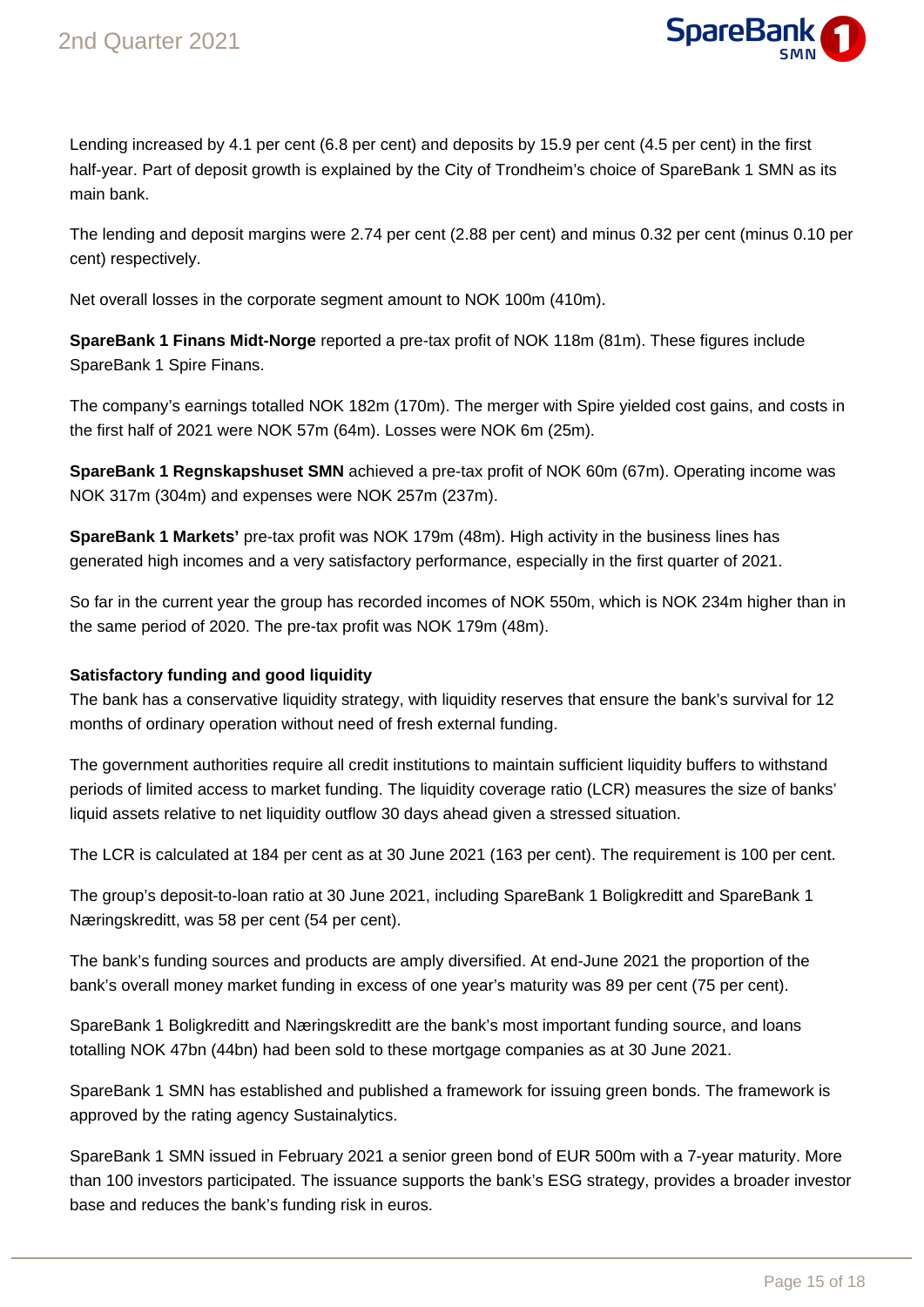Lending increased by 4.1 per cent (6.8 per cent) and deposits by 15.9 per cent (4.5 per cent) in the first half-year. Part of deposit growth is explained by the City of Trondheim's choice of SpareBank 1 SMN as its main bank.

The lending and deposit margins were 2.74 per cent (2.88 per cent) and minus 0.32 per cent (minus 0.10 per cent) respectively.

Net overall losses in the corporate segment amount to NOK 100m (410m).

**SpareBank 1 Finans Midt-Norge** reported a pre-tax profit of NOK 118m (81m). These figures include SpareBank 1 Spire Finans.

The company's earnings totalled NOK 182m (170m). The merger with Spire yielded cost gains, and costs in the first half of 2021 were NOK 57m (64m). Losses were NOK 6m (25m).

**SpareBank 1 Regnskapshuset SMN** achieved a pre-tax profit of NOK 60m (67m). Operating income was NOK 317m (304m) and expenses were NOK 257m (237m).

**SpareBank 1 Markets'** pre-tax profit was NOK 179m (48m). High activity in the business lines has generated high incomes and a very satisfactory performance, especially in the first quarter of 2021.

So far in the current year the group has recorded incomes of NOK 550m, which is NOK 234m higher than in the same period of 2020. The pre-tax profit was NOK 179m (48m).

**Satisfactory funding and good liquidity**

The bank has a conservative liquidity strategy, with liquidity reserves that ensure the bank's survival for 12 months of ordinary operation without need of fresh external funding.

The government authorities require all credit institutions to maintain sufficient liquidity buffers to withstand periods of limited access to market funding. The liquidity coverage ratio (LCR) measures the size of banks' liquid assets relative to net liquidity outflow 30 days ahead given a stressed situation.

The LCR is calculated at 184 per cent as at 30 June 2021 (163 per cent). The requirement is 100 per cent.

The group's deposit-to-loan ratio at 30 June 2021, including SpareBank 1 Boligkreditt and SpareBank 1 Næringskreditt, was 58 per cent (54 per cent).

The bank's funding sources and products are amply diversified. At end-June 2021 the proportion of the bank's overall money market funding in excess of one year's maturity was 89 per cent (75 per cent).

SpareBank 1 Boligkreditt and Næringskreditt are the bank's most important funding source, and loans totalling NOK 47bn (44bn) had been sold to these mortgage companies as at 30 June 2021.

SpareBank 1 SMN has established and published a framework for issuing green bonds. The framework is approved by the rating agency Sustainalytics.

SpareBank 1 SMN issued in February 2021 a senior green bond of EUR 500m with a 7-year maturity. More than 100 investors participated. The issuance supports the bank's ESG strategy, provides a broader investor base and reduces the bank's funding risk in euros.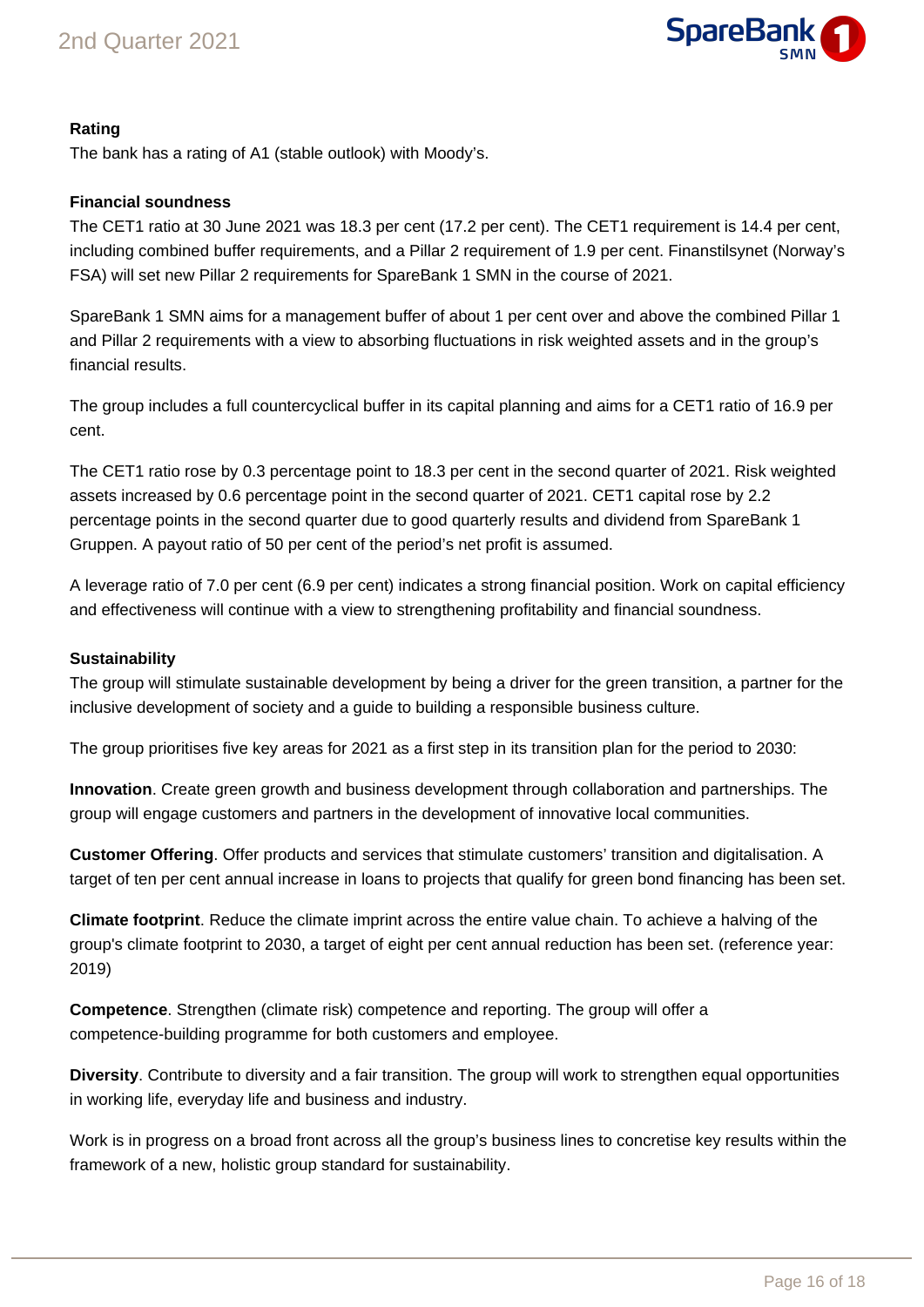### Rating

The bank has a rating of A1 (stable outlook) with Moody's.

### Financial soundness

The CET1 ratio at 30 June 2021 was 18.3 per cent (17.2 per cent). The CET1 requirement is 14.4 per cent, including combined buffer requirements, and a Pillar 2 requirement of 1.9 per cent. Finanstilsynet (Norway's FSA) will set new Pillar 2 requirements for SpareBank 1 SMN in the course of 2021.

SpareBank 1 SMN aims for a management buffer of about 1 per cent over and above the combined Pillar 1 and Pillar 2 requirements with a view to absorbing fluctuations in risk weighted assets and in the group's financial results.

The group includes a full countercyclical buffer in its capital planning and aims for a CET1 ratio of 16.9 per cent.

The CET1 ratio rose by 0.3 percentage point to 18.3 per cent in the second quarter of 2021. Risk weighted assets increased by 0.6 percentage point in the second quarter of 2021. CET1 capital rose by 2.2 percentage points in the second quarter due to good quarterly results and dividend from SpareBank 1 Gruppen. A payout ratio of 50 per cent of the period's net profit is assumed.

A leverage ratio of 7.0 per cent (6.9 per cent) indicates a strong financial position. Work on capital efficiency and effectiveness will continue with a view to strengthening profitability and financial soundness.

### Sustainability

The group will stimulate sustainable development by being a driver for the green transition, a partner for the inclusive development of society and a guide to building a responsible business culture.

The group prioritises five key areas for 2021 as a first step in its transition plan for the period to 2030:

**Innovation**. Create green growth and business development through collaboration and partnerships. The group will engage customers and partners in the development of innovative local communities.

**Customer Offering**. Offer products and services that stimulate customers' transition and digitalisation. A target of ten per cent annual increase in loans to projects that qualify for green bond financing has been set.

**Climate footprint**. Reduce the climate imprint across the entire value chain. To achieve a halving of the group's climate footprint to 2030, a target of eight per cent annual reduction has been set. (reference year: 2019)

**Competence**. Strengthen (climate risk) competence and reporting. The group will offer a competence-building programme for both customers and employee.

**Diversity**. Contribute to diversity and a fair transition. The group will work to strengthen equal opportunities in working life, everyday life and business and industry.

Work is in progress on a broad front across all the group's business lines to concretise key results within the framework of a new, holistic group standard for sustainability.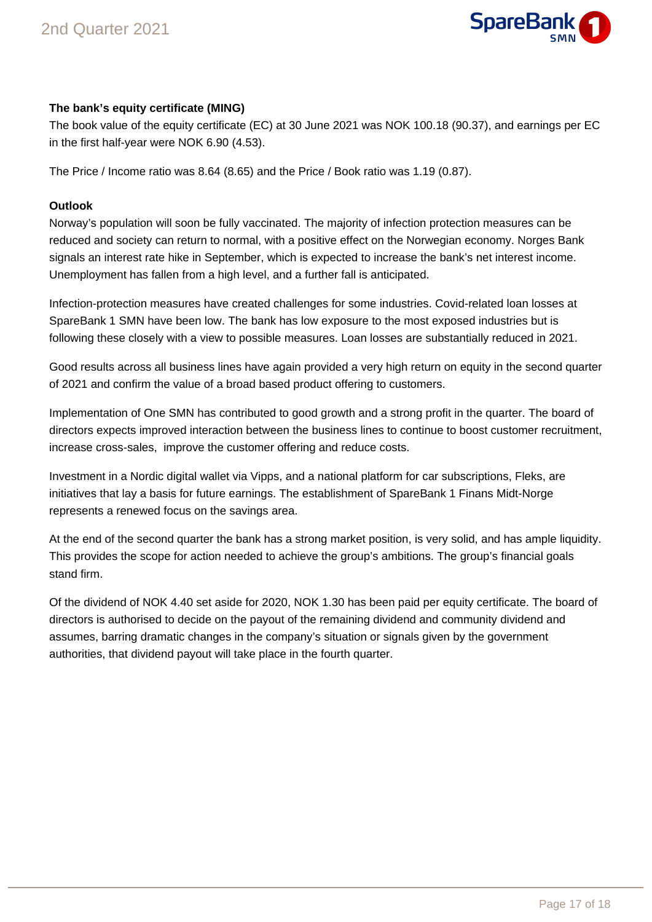**The bank's equity certificate (MING)**

The book value of the equity certificate (EC) at 30 June 2021 was NOK 100.18 (90.37), and earnings per EC in the first half-year were NOK 6.90 (4.53).

The Price / Income ratio was 8.64 (8.65) and the Price / Book ratio was 1.19 (0.87).

**Outlook**

Norway's population will soon be fully vaccinated. The majority of infection protection measures can be reduced and society can return to normal, with a positive effect on the Norwegian economy. Norges Bank signals an interest rate hike in September, which is expected to increase the bank's net interest income. Unemployment has fallen from a high level, and a further fall is anticipated.

Infection-protection measures have created challenges for some industries. Covid-related loan losses at SpareBank 1 SMN have been low. The bank has low exposure to the most exposed industries but is following these closely with a view to possible measures. Loan losses are substantially reduced in 2021.

Good results across all business lines have again provided a very high return on equity in the second quarter of 2021 and confirm the value of a broad based product offering to customers.

Implementation of One SMN has contributed to good growth and a strong profit in the quarter. The board of directors expects improved interaction between the business lines to continue to boost customer recruitment, increase cross-sales, improve the customer offering and reduce costs.

Investment in a Nordic digital wallet via Vipps, and a national platform for car subscriptions, Fleks, are initiatives that lay a basis for future earnings. The establishment of SpareBank 1 Finans Midt-Norge represents a renewed focus on the savings area.

At the end of the second quarter the bank has a strong market position, is very solid, and has ample liquidity. This provides the scope for action needed to achieve the group's ambitions. The group's financial goals stand firm.

Of the dividend of NOK 4.40 set aside for 2020, NOK 1.30 has been paid per equity certificate. The board of directors is authorised to decide on the payout of the remaining dividend and community dividend and assumes, barring dramatic changes in the company's situation or signals given by the government authorities, that dividend payout will take place in the fourth quarter.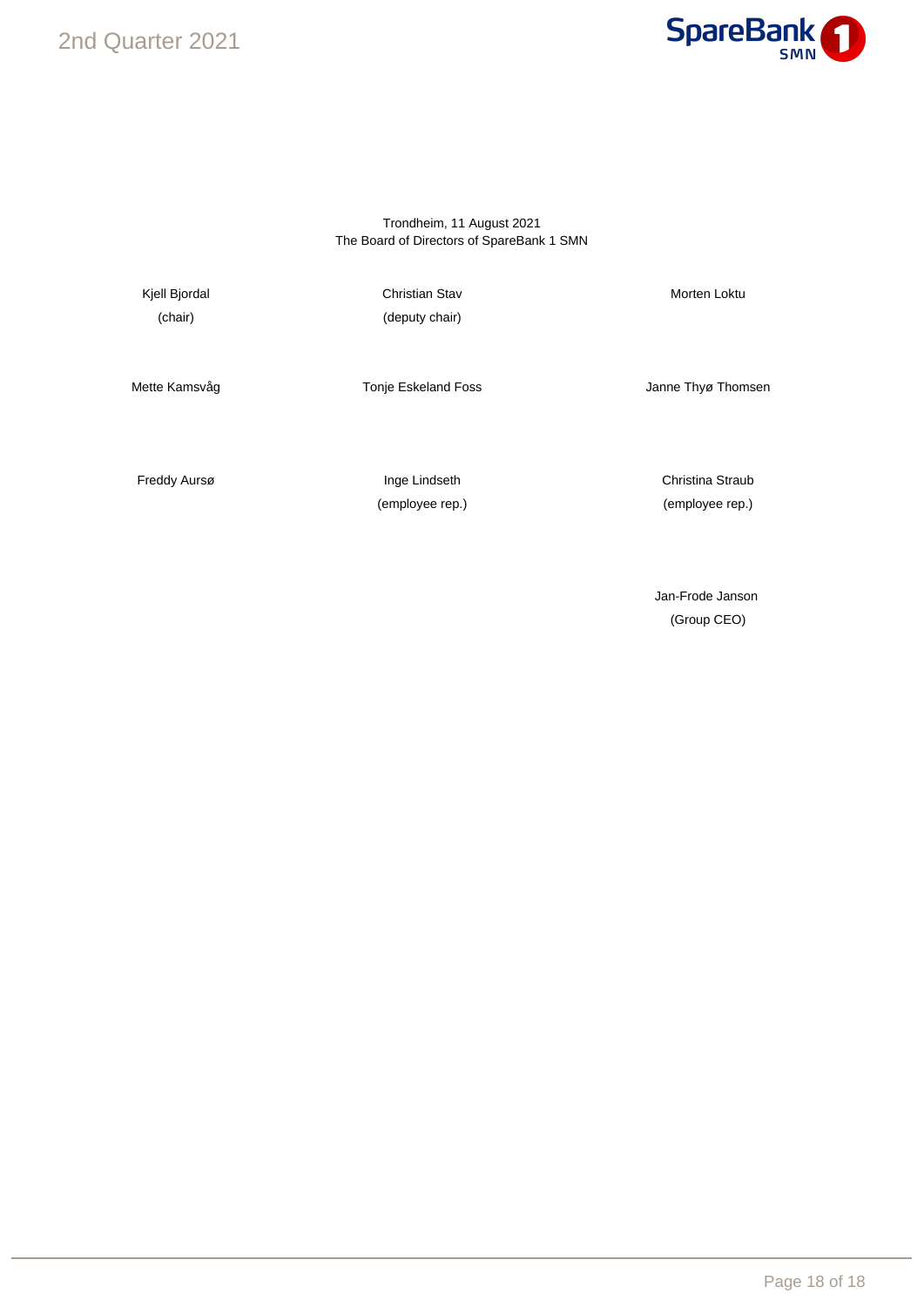Trondheim, 11 August 2021
The Board of Directors of SpareBank 1 SMN

Kjell Bjordal
(chair)

Christian Stav
(deputy chair)

Morten Loktu

Mette Kamsvåg

Tonje Eskeland Foss

Janne Thyø Thomsen

Freddy Aursø

Inge Lindseth
(employee rep.)

Christina Straub
(employee rep.)

Jan-Frode Janson
(Group CEO)